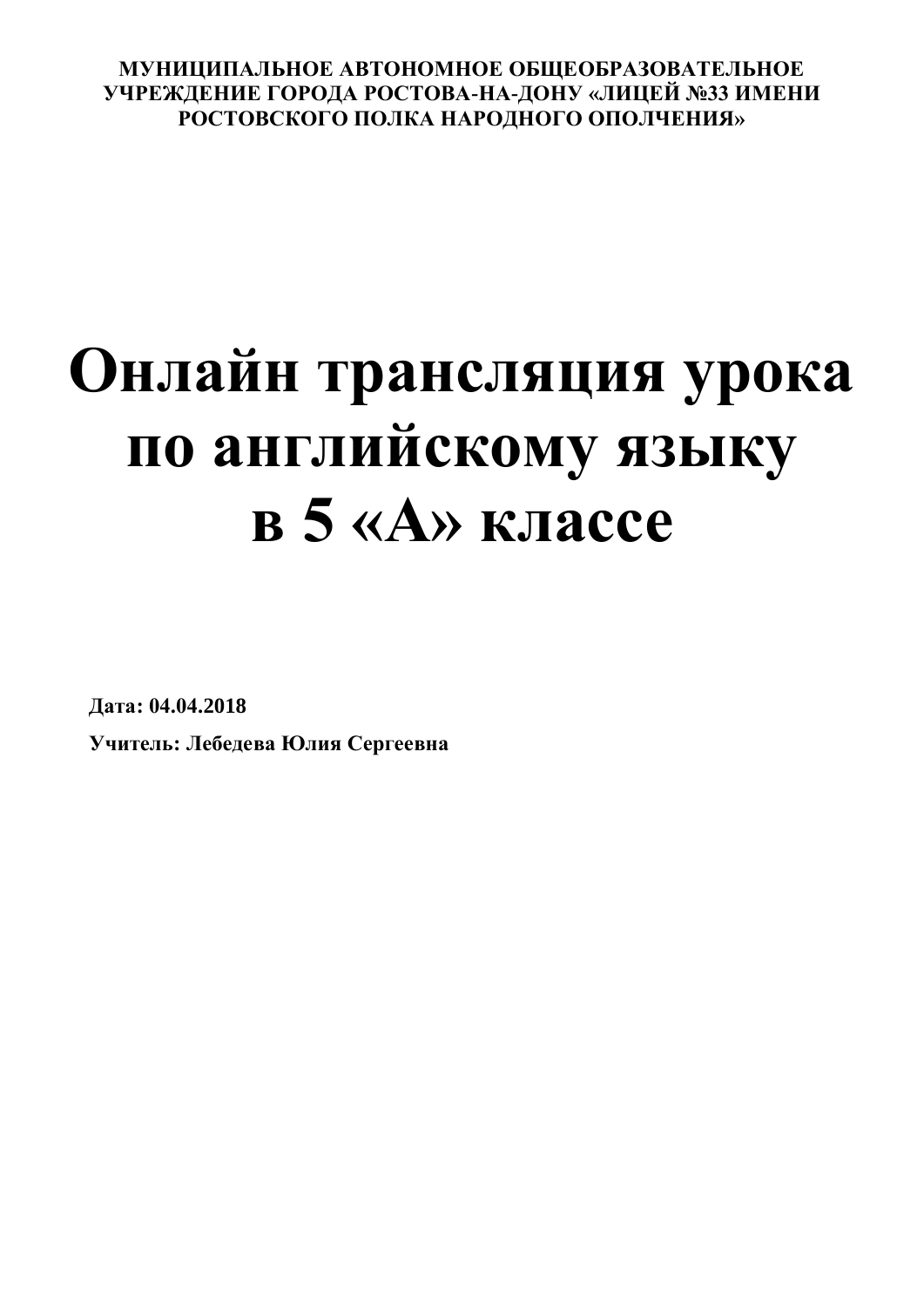**МУНИЦИПАЛЬНОЕ АВТОНОМНОЕ ОБЩЕОБРАЗОВАТЕЛЬНОЕ УЧРЕЖДЕНИЕ ГОРОДА РОСТОВА-НА-ДОНУ «ЛИЦЕЙ №33 ИМЕНИ РОСТОВСКОГО ПОЛКА НАРОДНОГО ОПОЛЧЕНИЯ»**

# Онлайн трансляция урока по английскому языку в 5 «А» классе

**Дата: 04.04.2018**

**Учитель: Лебедева Юлия Сергеевна**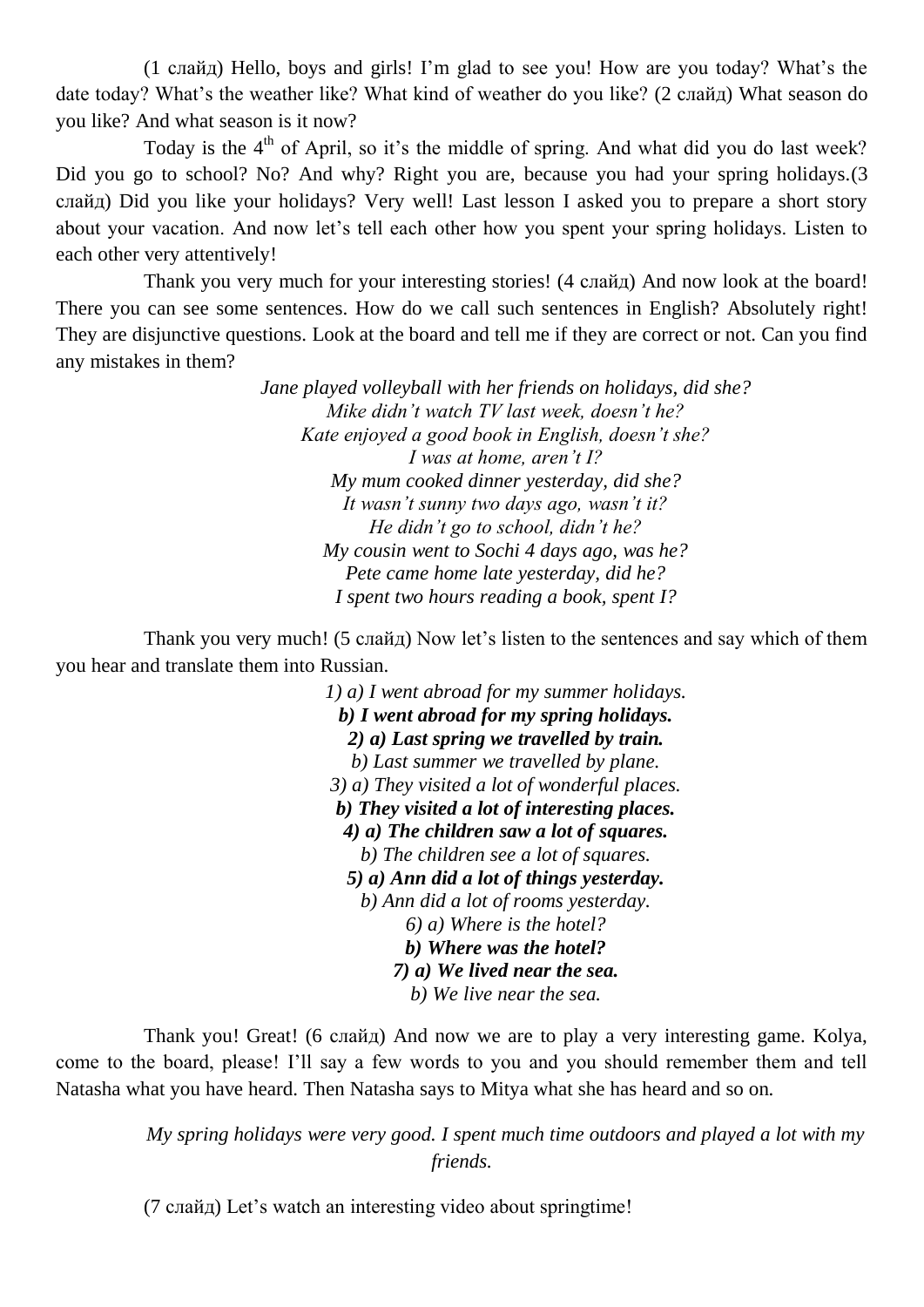(1 слайд) Hello, boys and girls! I'm glad to see you! How are you today? What's the date today? What's the weather like? What kind of weather do you like? (2 слайд) What season do you like? And what season is it now?

Today is the 4th of April, so it's the middle of spring. And what did you do last week? Did you go to school? No? And why? Right you are, because you had your spring holidays.(3 слайд) Did you like your holidays? Very well! Last lesson I asked you to prepare a short story about your vacation. And now let's tell each other how you spent your spring holidays. Listen to each other very attentively!

Thank you very much for your interesting stories! (4 слайд) And now look at the board! There you can see some sentences. How do we call such sentences in English? Absolutely right! They are disjunctive questions. Look at the board and tell me if they are correct or not. Can you find any mistakes in them?

*Jane played volleyball with her friends on holidays, did she?*
*Mike didn't watch TV last week, doesn't he?*
*Kate enjoyed a good book in English, doesn't she?*
*I was at home, aren't I?*
*My mum cooked dinner yesterday, did she?*
*It wasn't sunny two days ago, wasn't it?*
*He didn't go to school, didn't he?*
*My cousin went to Sochi 4 days ago, was he?*
*Pete came home late yesterday, did he?*
*I spent two hours reading a book, spent I?*

Thank you very much! (5 слайд) Now let's listen to the sentences and say which of them you hear and translate them into Russian.

*1) a) I went abroad for my summer holidays.*
***b) I went abroad for my spring holidays.***
***2) a) Last spring we travelled by train.***
*b) Last summer we travelled by plane.*
*3) a) They visited a lot of wonderful places.*
***b) They visited a lot of interesting places.***
***4) a) The children saw a lot of squares.***
*b) The children see a lot of squares.*
***5) a) Ann did a lot of things yesterday.***
*b) Ann did a lot of rooms yesterday.*
*6) a) Where is the hotel?*
***b) Where was the hotel?***
***7) a) We lived near the sea.***
*b) We live near the sea.*

Thank you! Great! (6 слайд) And now we are to play a very interesting game. Kolya, come to the board, please! I'll say a few words to you and you should remember them and tell Natasha what you have heard. Then Natasha says to Mitya what she has heard and so on.

*My spring holidays were very good. I spent much time outdoors and played a lot with my friends.*

(7 слайд) Let's watch an interesting video about springtime!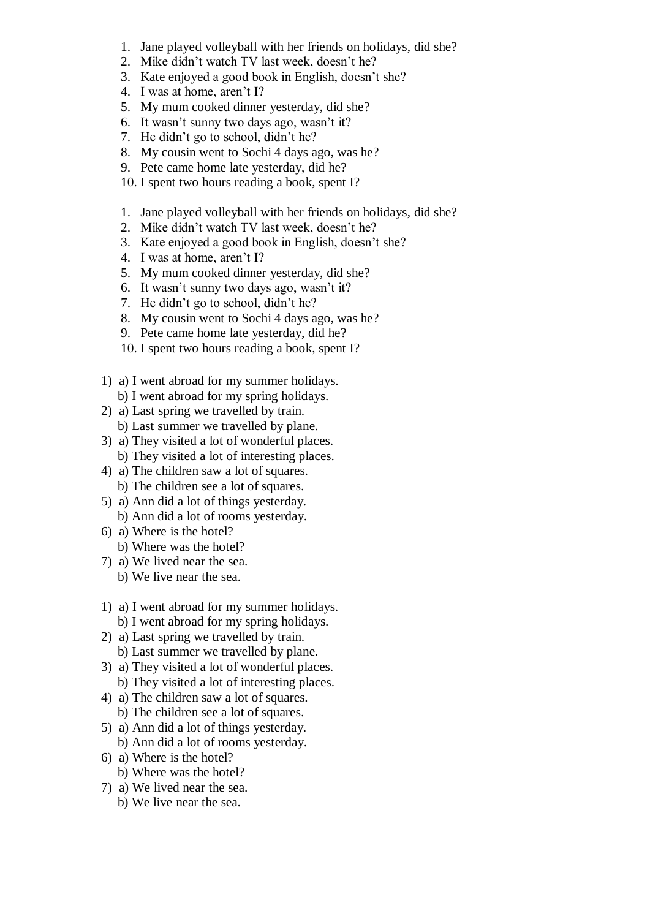1. Jane played volleyball with her friends on holidays, did she?
2. Mike didn't watch TV last week, doesn't he?
3. Kate enjoyed a good book in English, doesn't she?
4. I was at home, aren't I?
5. My mum cooked dinner yesterday, did she?
6. It wasn't sunny two days ago, wasn't it?
7. He didn't go to school, didn't he?
8. My cousin went to Sochi 4 days ago, was he?
9. Pete came home late yesterday, did he?
10. I spent two hours reading a book, spent I?

1. Jane played volleyball with her friends on holidays, did she?
2. Mike didn't watch TV last week, doesn't he?
3. Kate enjoyed a good book in English, doesn't she?
4. I was at home, aren't I?
5. My mum cooked dinner yesterday, did she?
6. It wasn't sunny two days ago, wasn't it?
7. He didn't go to school, didn't he?
8. My cousin went to Sochi 4 days ago, was he?
9. Pete came home late yesterday, did he?
10. I spent two hours reading a book, spent I?

1) a) I went abroad for my summer holidays.
   b) I went abroad for my spring holidays.
2) a) Last spring we travelled by train.
   b) Last summer we travelled by plane.
3) a) They visited a lot of wonderful places.
   b) They visited a lot of interesting places.
4) a) The children saw a lot of squares.
   b) The children see a lot of squares.
5) a) Ann did a lot of things yesterday.
   b) Ann did a lot of rooms yesterday.
6) a) Where is the hotel?
   b) Where was the hotel?
7) a) We lived near the sea.
   b) We live near the sea.

1) a) I went abroad for my summer holidays.
   b) I went abroad for my spring holidays.
2) a) Last spring we travelled by train.
   b) Last summer we travelled by plane.
3) a) They visited a lot of wonderful places.
   b) They visited a lot of interesting places.
4) a) The children saw a lot of squares.
   b) The children see a lot of squares.
5) a) Ann did a lot of things yesterday.
   b) Ann did a lot of rooms yesterday.
6) a) Where is the hotel?
   b) Where was the hotel?
7) a) We lived near the sea.
   b) We live near the sea.